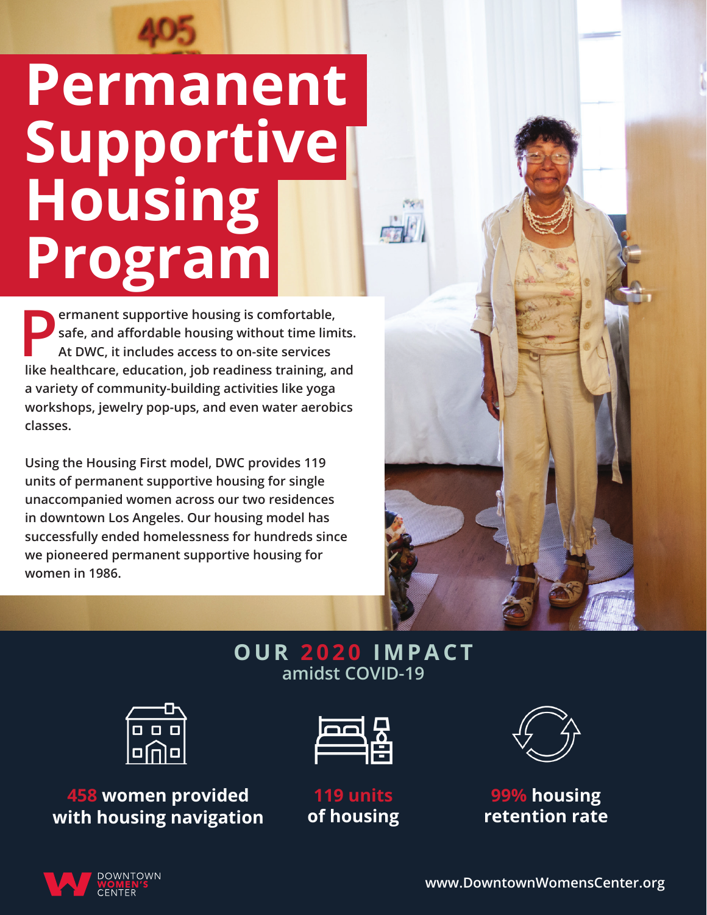# Permanent Supportive Housing Program

**Permanent supportive housing is comfortable, safe, and affordable housing without time limits. At DWC, it includes access to on-site services like healthcare, education, job readiness training, and a variety of community-building activities like yoga workshops, jewelry pop-ups, and even water aerobics classes.**

**Using the Housing First model, DWC provides 119 units of permanent supportive housing for single unaccompanied women across our two residences in downtown Los Angeles. Our housing model has successfully ended homelessness for hundreds since we pioneered permanent supportive housing for women in 1986.**

## OUR 2020 IMPACT

**amidst COVID-19**

**458 women provided with housing navigation**

**119 units of housing**

**99% housing retention rate**

DOWNTOWN WOMEN'S CENTER

www.DowntownWomensCenter.org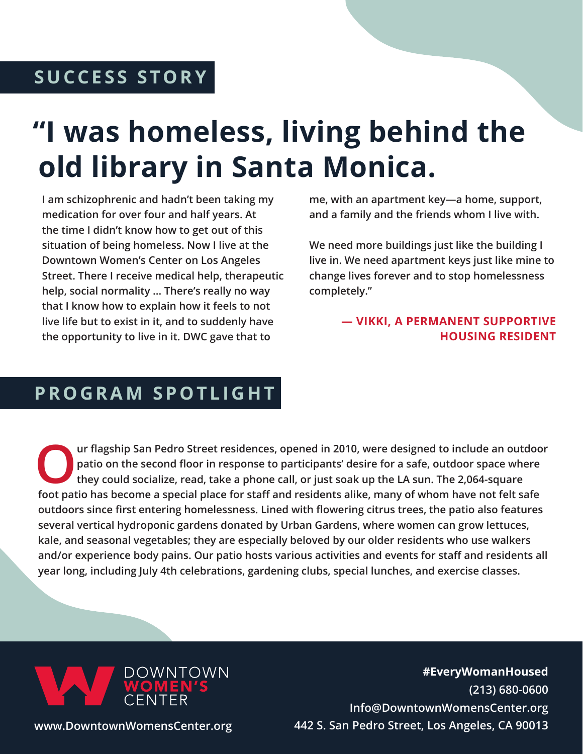## SUCCESS STORY

# "I was homeless, living behind the old library in Santa Monica.

**I am schizophrenic and hadn't been taking my medication for over four and half years. At the time I didn't know how to get out of this situation of being homeless. Now I live at the Downtown Women's Center on Los Angeles Street. There I receive medical help, therapeutic help, social normality ... There's really no way that I know how to explain how it feels to not live life but to exist in it, and to suddenly have the opportunity to live in it. DWC gave that to me, with an apartment key—a home, support, and a family and the friends whom I live with.**

**We need more buildings just like the building I live in. We need apartment keys just like mine to change lives forever and to stop homelessness completely."**

**— VIKKI, A PERMANENT SUPPORTIVE HOUSING RESIDENT**

## PROGRAM SPOTLIGHT

**Our flagship San Pedro Street residences, opened in 2010, were designed to include an outdoor patio on the second floor in response to participants' desire for a safe, outdoor space where they could socialize, read, take a phone call, or just soak up the LA sun. The 2,064-square foot patio has become a special place for staff and residents alike, many of whom have not felt safe outdoors since first entering homelessness. Lined with flowering citrus trees, the patio also features several vertical hydroponic gardens donated by Urban Gardens, where women can grow lettuces, kale, and seasonal vegetables; they are especially beloved by our older residents who use walkers and/or experience body pains. Our patio hosts various activities and events for staff and residents all year long, including July 4th celebrations, gardening clubs, special lunches, and exercise classes.**

DOWNTOWN WOMEN'S CENTER

www.DowntownWomensCenter.org

**#EveryWomanHoused**
**(213) 680-0600**
**Info@DowntownWomensCenter.org**
**442 S. San Pedro Street, Los Angeles, CA 90013**